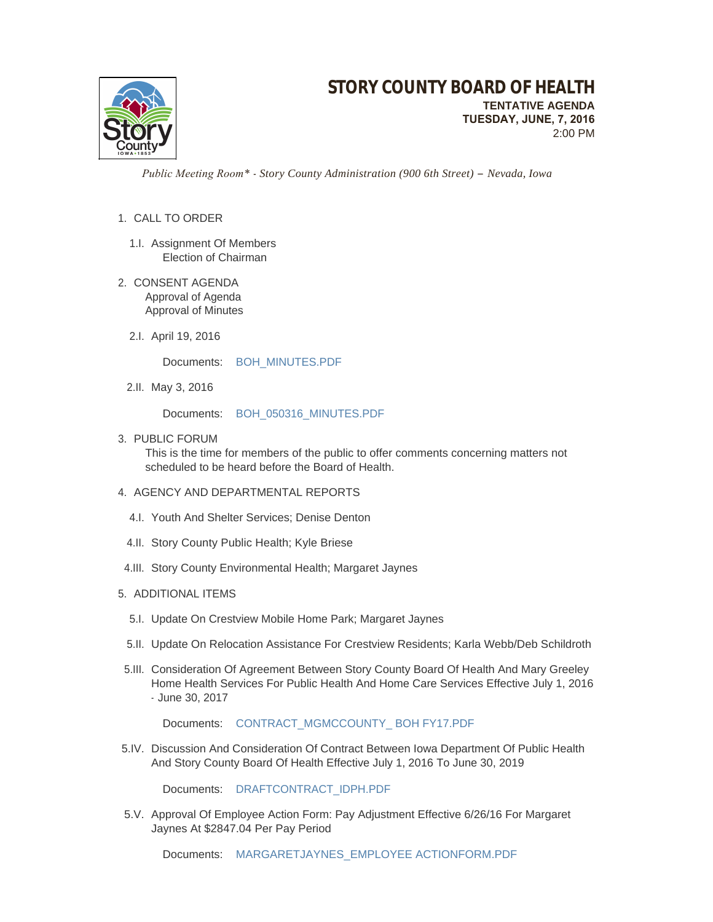# STORY COUNTY BOARD OF HEALTH

**TENTATIVE AGENDA**
**TUESDAY, JUNE, 7, 2016**
2:00 PM

*Public Meeting Room\* - Story County Administration (900 6th Street) – Nevada, Iowa*

1. CALL TO ORDER

   1.I. Assignment Of Members
   Election of Chairman

2. CONSENT AGENDA
   Approval of Agenda
   Approval of Minutes

   2.I. April 19, 2016

   Documents: BOH_MINUTES.PDF

   2.II. May 3, 2016

   Documents: BOH_050316_MINUTES.PDF

3. PUBLIC FORUM
   This is the time for members of the public to offer comments concerning matters not scheduled to be heard before the Board of Health.

4. AGENCY AND DEPARTMENTAL REPORTS

   4.I. Youth And Shelter Services; Denise Denton

   4.II. Story County Public Health; Kyle Briese

   4.III. Story County Environmental Health; Margaret Jaynes

5. ADDITIONAL ITEMS

   5.I. Update On Crestview Mobile Home Park; Margaret Jaynes

   5.II. Update On Relocation Assistance For Crestview Residents; Karla Webb/Deb Schildroth

   5.III. Consideration Of Agreement Between Story County Board Of Health And Mary Greeley Home Health Services For Public Health And Home Care Services Effective July 1, 2016 - June 30, 2017

   Documents: CONTRACT_MGMCCOUNTY_ BOH FY17.PDF

   5.IV. Discussion And Consideration Of Contract Between Iowa Department Of Public Health And Story County Board Of Health Effective July 1, 2016 To June 30, 2019

   Documents: DRAFTCONTRACT_IDPH.PDF

   5.V. Approval Of Employee Action Form: Pay Adjustment Effective 6/26/16 For Margaret Jaynes At $2847.04 Per Pay Period

   Documents: MARGARETJAYNES_EMPLOYEE ACTIONFORM.PDF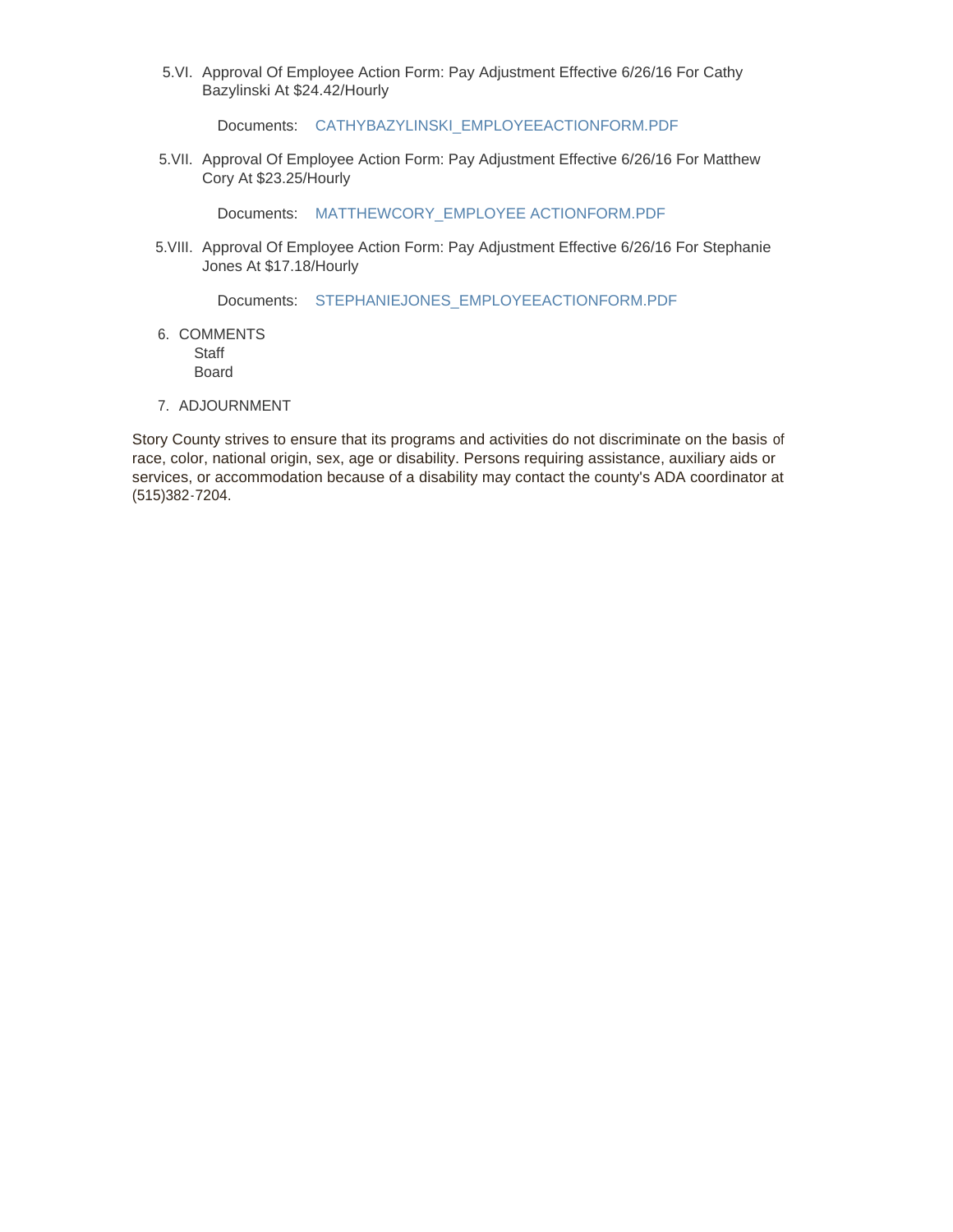5.VI. Approval Of Employee Action Form: Pay Adjustment Effective 6/26/16 For Cathy Bazylinski At $24.42/Hourly

Documents: CATHYBAZYLINSKI_EMPLOYEEACTIONFORM.PDF

5.VII. Approval Of Employee Action Form: Pay Adjustment Effective 6/26/16 For Matthew Cory At $23.25/Hourly

Documents: MATTHEWCORY_EMPLOYEE ACTIONFORM.PDF

5.VIII. Approval Of Employee Action Form: Pay Adjustment Effective 6/26/16 For Stephanie Jones At $17.18/Hourly

Documents: STEPHANIEJONES_EMPLOYEEACTIONFORM.PDF

6. COMMENTS
   Staff
   Board

7. ADJOURNMENT

Story County strives to ensure that its programs and activities do not discriminate on the basis of race, color, national origin, sex, age or disability. Persons requiring assistance, auxiliary aids or services, or accommodation because of a disability may contact the county's ADA coordinator at (515)382-7204.